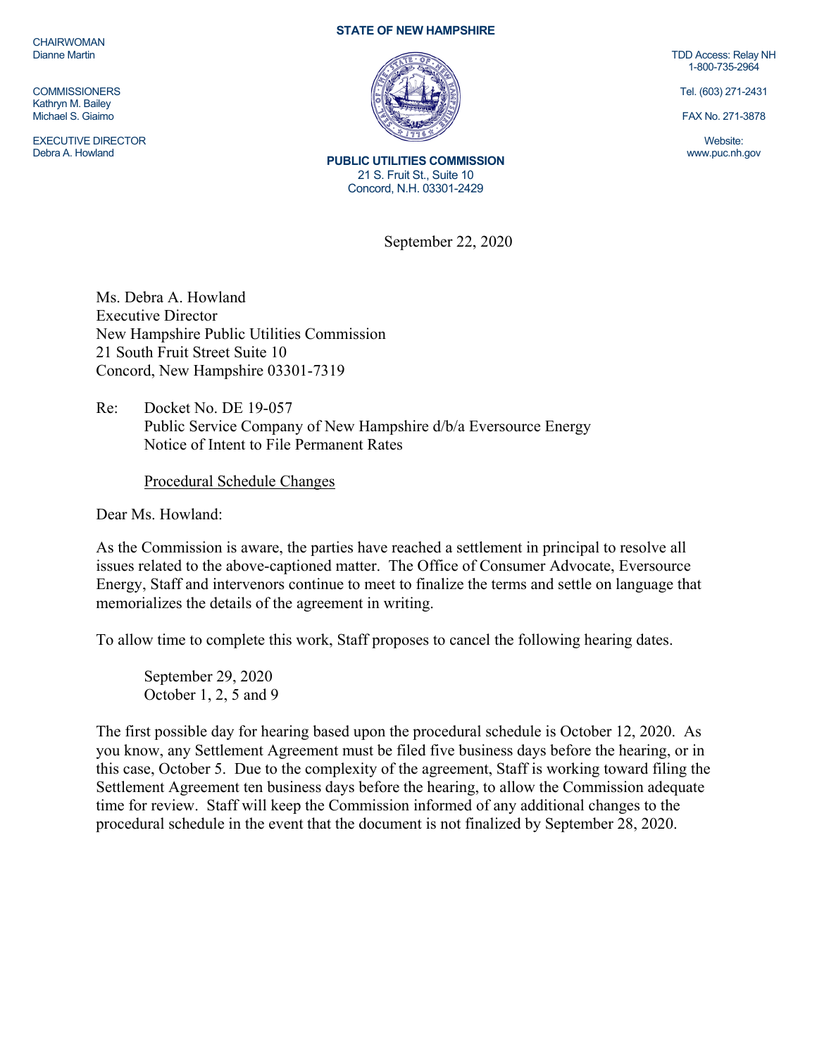CHAIRWOMAN
Dianne Martin

COMMISSIONERS
Kathryn M. Bailey
Michael S. Giaimo

EXECUTIVE DIRECTOR
Debra A. Howland

**STATE OF NEW HAMPSHIRE**

**PUBLIC UTILITIES COMMISSION**
21 S. Fruit St., Suite 10
Concord, N.H. 03301-2429

TDD Access: Relay NH
1-800-735-2964

Tel. (603) 271-2431

FAX No. 271-3878

Website:
www.puc.nh.gov

September 22, 2020

Ms. Debra A. Howland
Executive Director
New Hampshire Public Utilities Commission
21 South Fruit Street Suite 10
Concord, New Hampshire 03301-7319

Re: Docket No. DE 19-057
Public Service Company of New Hampshire d/b/a Eversource Energy
Notice of Intent to File Permanent Rates

Procedural Schedule Changes

Dear Ms. Howland:

As the Commission is aware, the parties have reached a settlement in principal to resolve all issues related to the above-captioned matter. The Office of Consumer Advocate, Eversource Energy, Staff and intervenors continue to meet to finalize the terms and settle on language that memorializes the details of the agreement in writing.

To allow time to complete this work, Staff proposes to cancel the following hearing dates.

September 29, 2020
October 1, 2, 5 and 9

The first possible day for hearing based upon the procedural schedule is October 12, 2020. As you know, any Settlement Agreement must be filed five business days before the hearing, or in this case, October 5. Due to the complexity of the agreement, Staff is working toward filing the Settlement Agreement ten business days before the hearing, to allow the Commission adequate time for review. Staff will keep the Commission informed of any additional changes to the procedural schedule in the event that the document is not finalized by September 28, 2020.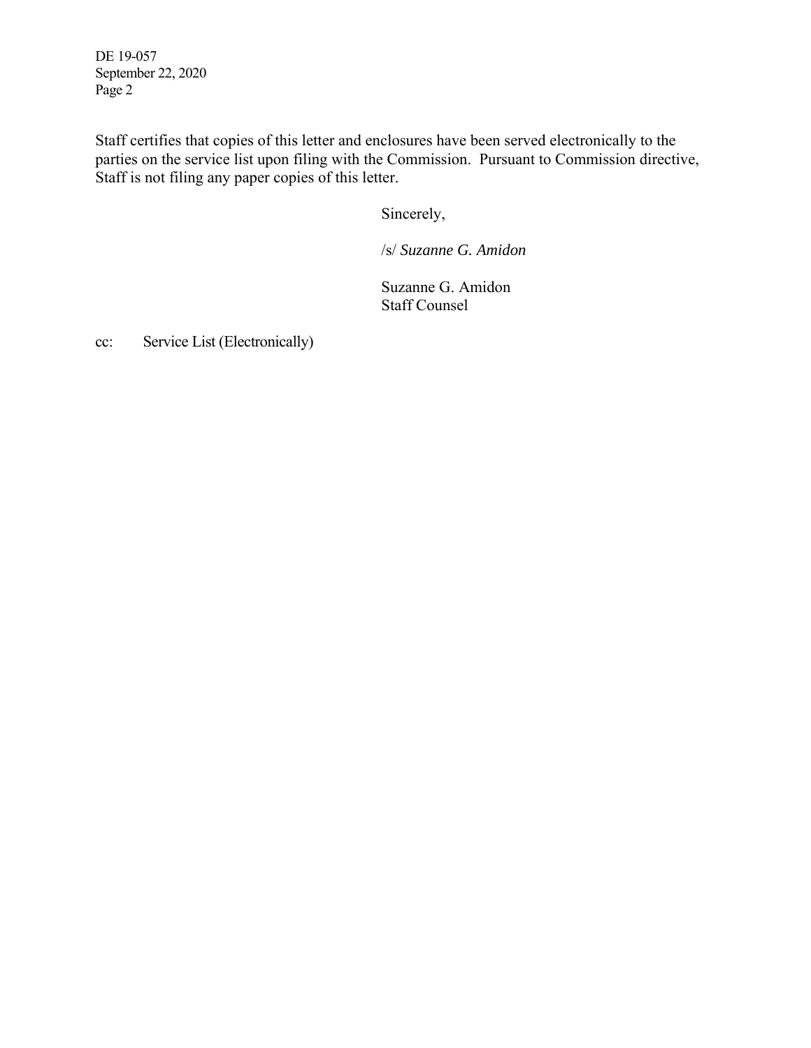Staff certifies that copies of this letter and enclosures have been served electronically to the parties on the service list upon filing with the Commission. Pursuant to Commission directive, Staff is not filing any paper copies of this letter.

Sincerely,

/s/ *Suzanne G. Amidon*

Suzanne G. Amidon
Staff Counsel

cc: Service List (Electronically)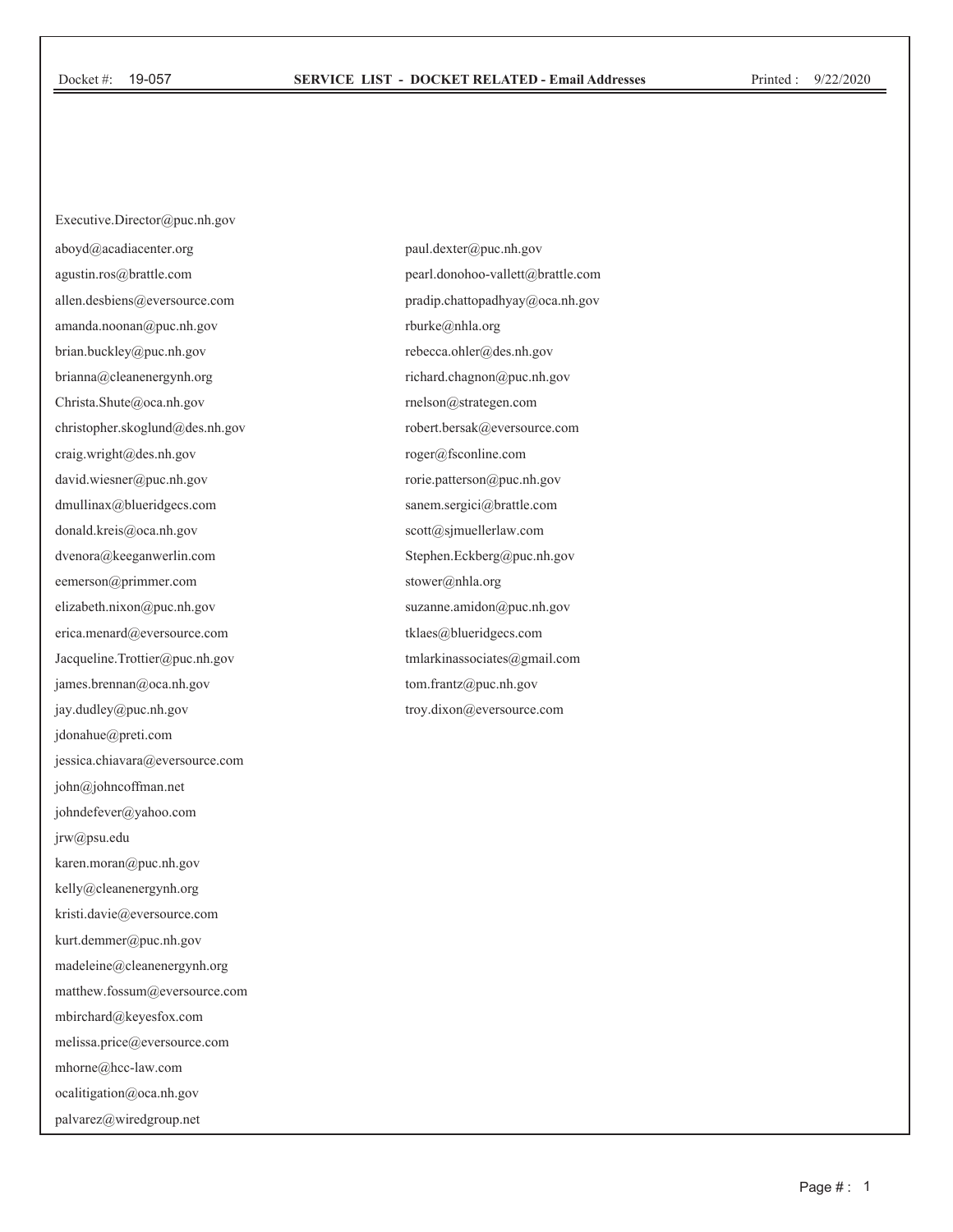Docket #: 19-057 **SERVICE LIST - DOCKET RELATED - Email Addresses** Printed : 9/22/2020

Executive.Director@puc.nh.gov

aboyd@acadiacenter.org
agustin.ros@brattle.com
allen.desbiens@eversource.com
amanda.noonan@puc.nh.gov
brian.buckley@puc.nh.gov
brianna@cleanenergynh.org
Christa.Shute@oca.nh.gov
christopher.skoglund@des.nh.gov
craig.wright@des.nh.gov
david.wiesner@puc.nh.gov
dmullinax@blueridgecs.com
donald.kreis@oca.nh.gov
dvenora@keeganwerlin.com
eemerson@primmer.com
elizabeth.nixon@puc.nh.gov
erica.menard@eversource.com
Jacqueline.Trottier@puc.nh.gov
james.brennan@oca.nh.gov
jay.dudley@puc.nh.gov
jdonahue@preti.com
jessica.chiavara@eversource.com
john@johncoffman.net
johndefever@yahoo.com
jrw@psu.edu
karen.moran@puc.nh.gov
kelly@cleanenergynh.org
kristi.davie@eversource.com
kurt.demmer@puc.nh.gov
madeleine@cleanenergynh.org
matthew.fossum@eversource.com
mbirchard@keyesfox.com
melissa.price@eversource.com
mhorne@hcc-law.com
ocalitigation@oca.nh.gov
palvarez@wiredgroup.net
paul.dexter@puc.nh.gov
pearl.donohoo-vallett@brattle.com
pradip.chattopadhyay@oca.nh.gov
rburke@nhla.org
rebecca.ohler@des.nh.gov
richard.chagnon@puc.nh.gov
rnelson@strategen.com
robert.bersak@eversource.com
roger@fsconline.com
rorie.patterson@puc.nh.gov
sanem.sergici@brattle.com
scott@sjmuellerlaw.com
Stephen.Eckberg@puc.nh.gov
stower@nhla.org
suzanne.amidon@puc.nh.gov
tklaes@blueridgecs.com
tmlarkinassociates@gmail.com
tom.frantz@puc.nh.gov
troy.dixon@eversource.com